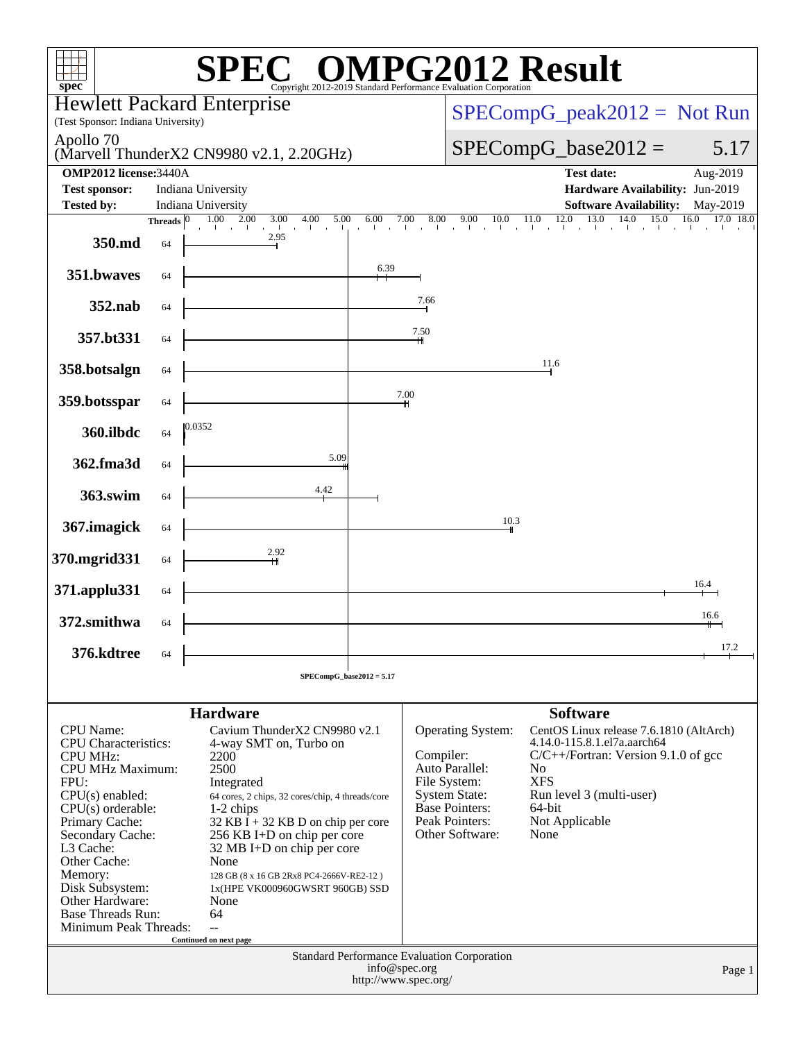# SPEC OMPG2012 Result

Copyright 2012-2019 Standard Performance Evaluation Corporation

**Hewlett Packard Enterprise**
(Test Sponsor: Indiana University)

**Apollo 70**
(Marvell ThunderX2 CN9980 v2.1, 2.20GHz)

SPECompG_peak2012 = Not Run

SPECompG_base2012 = 5.17

| | | | |
|---|---|---|---|
| **OMP2012 license:** 3440A | | **Test date:** | Aug-2019 |
| **Test sponsor:** | Indiana University | **Hardware Availability:** | Jun-2019 |
| **Tested by:** | Indiana University | **Software Availability:** | May-2019 |

| Benchmark | Threads | Base Ratio |
|---|---|---|
| 350.md | 64 | 2.95 |
| 351.bwaves | 64 | 6.39 |
| 352.nab | 64 | 7.66 |
| 357.bt331 | 64 | 7.50 |
| 358.botsalgn | 64 | 11.6 |
| 359.botsspar | 64 | 7.00 |
| 360.ilbdc | 64 | 0.0352 |
| 362.fma3d | 64 | 5.09 |
| 363.swim | 64 | 4.42 |
| 367.imagick | 64 | 10.3 |
| 370.mgrid331 | 64 | 2.92 |
| 371.applu331 | 64 | 16.4 |
| 372.smithwa | 64 | 16.6 |
| 376.kdtree | 64 | 17.2 |

SPECompG_base2012 = 5.17

## Hardware

| | |
|---|---|
| CPU Name: | Cavium ThunderX2 CN9980 v2.1 |
| CPU Characteristics: | 4-way SMT on, Turbo on |
| CPU MHz: | 2200 |
| CPU MHz Maximum: | 2500 |
| FPU: | Integrated |
| CPU(s) enabled: | 64 cores, 2 chips, 32 cores/chip, 4 threads/core |
| CPU(s) orderable: | 1-2 chips |
| Primary Cache: | 32 KB I + 32 KB D on chip per core |
| Secondary Cache: | 256 KB I+D on chip per core |
| L3 Cache: | 32 MB I+D on chip per core |
| Other Cache: | None |
| Memory: | 128 GB (8 x 16 GB 2Rx8 PC4-2666V-RE2-12 ) |
| Disk Subsystem: | 1x(HPE VK000960GWSRT 960GB) SSD |
| Other Hardware: | None |
| Base Threads Run: | 64 |
| Minimum Peak Threads: | -- |

Continued on next page

## Software

| | |
|---|---|
| Operating System: | CentOS Linux release 7.6.1810 (AltArch) 4.14.0-115.8.1.el7a.aarch64 |
| Compiler: | C/C++/Fortran: Version 9.1.0 of gcc |
| Auto Parallel: | No |
| File System: | XFS |
| System State: | Run level 3 (multi-user) |
| Base Pointers: | 64-bit |
| Peak Pointers: | Not Applicable |
| Other Software: | None |

Standard Performance Evaluation Corporation
info@spec.org
http://www.spec.org/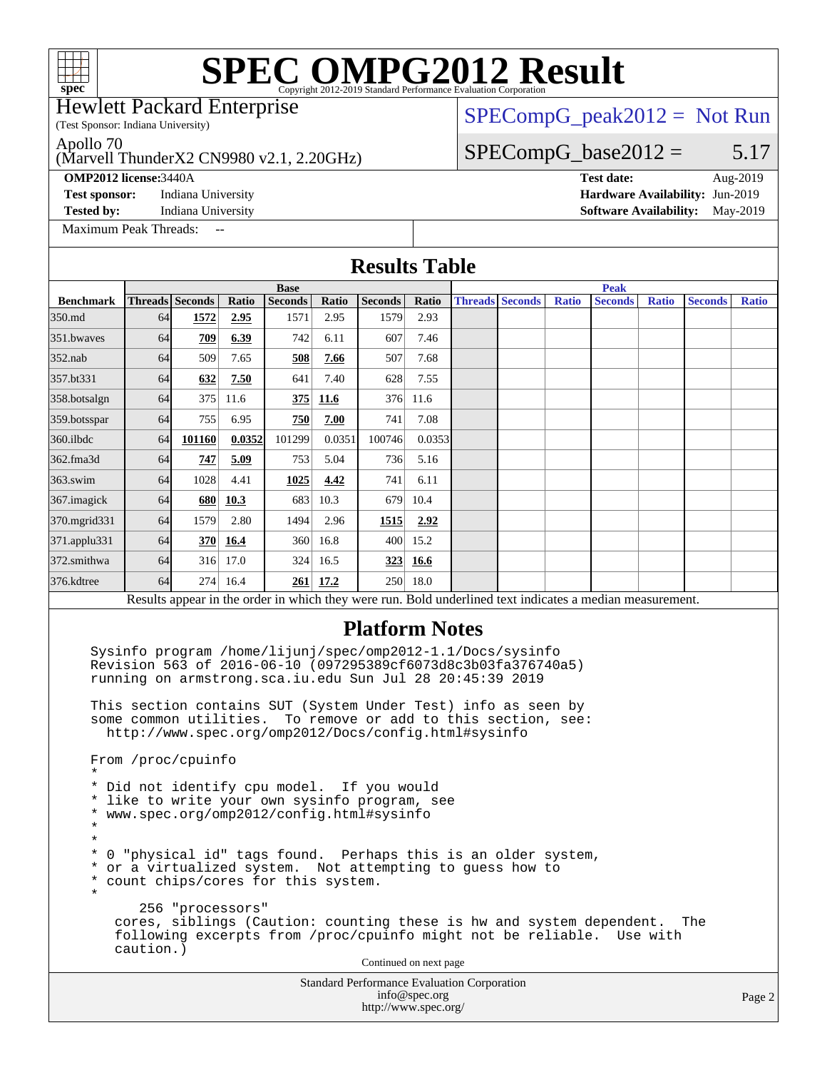# SPEC OMPG2012 Result

Copyright 2012-2019 Standard Performance Evaluation Corporation

Hewlett Packard Enterprise
(Test Sponsor: Indiana University)

Apollo 70
(Marvell ThunderX2 CN9980 v2.1, 2.20GHz)

SPECompG_peak2012 = Not Run

SPECompG_base2012 = 5.17

**OMP2012 license:** 3440A
**Test sponsor:** Indiana University
**Tested by:** Indiana University

**Test date:** Aug-2019
**Hardware Availability:** Jun-2019
**Software Availability:** May-2019

Maximum Peak Threads: --

## Results Table

| | Base | | | | | | | | Peak | | | | | | |
|---|---|---|---|---|---|---|---|---|---|---|---|---|---|---|---|
| **Benchmark** | **Threads** | **Seconds** | **Ratio** | **Seconds** | **Ratio** | **Seconds** | **Ratio** | | **Threads** | **Seconds** | **Ratio** | **Seconds** | **Ratio** | **Seconds** | **Ratio** |
| 350.md | 64 | **1572** | **2.95** | 1571 | 2.95 | 1579 | 2.93 | | | | | | | | |
| 351.bwaves | 64 | **709** | **6.39** | 742 | 6.11 | 607 | 7.46 | | | | | | | | |
| 352.nab | 64 | 509 | 7.65 | **508** | **7.66** | 507 | 7.68 | | | | | | | | |
| 357.bt331 | 64 | **632** | **7.50** | 641 | 7.40 | 628 | 7.55 | | | | | | | | |
| 358.botsalgn | 64 | 375 | 11.6 | **375** | **11.6** | 376 | 11.6 | | | | | | | | |
| 359.botsspar | 64 | 755 | 6.95 | **750** | **7.00** | 741 | 7.08 | | | | | | | | |
| 360.ilbdc | 64 | **101160** | **0.0352** | 101299 | 0.0351 | 100746 | 0.0353 | | | | | | | | |
| 362.fma3d | 64 | **747** | **5.09** | 753 | 5.04 | 736 | 5.16 | | | | | | | | |
| 363.swim | 64 | 1028 | 4.41 | **1025** | **4.42** | 741 | 6.11 | | | | | | | | |
| 367.imagick | 64 | **680** | **10.3** | 683 | 10.3 | 679 | 10.4 | | | | | | | | |
| 370.mgrid331 | 64 | 1579 | 2.80 | 1494 | 2.96 | **1515** | **2.92** | | | | | | | | |
| 371.applu331 | 64 | **370** | **16.4** | 360 | 16.8 | 400 | 15.2 | | | | | | | | |
| 372.smithwa | 64 | 316 | 17.0 | 324 | 16.5 | **323** | **16.6** | | | | | | | | |
| 376.kdtree | 64 | 274 | 16.4 | **261** | **17.2** | 250 | 18.0 | | | | | | | | |

Results appear in the order in which they were run. Bold underlined text indicates a median measurement.

## Platform Notes

```
Sysinfo program /home/lijunj/spec/omp2012-1.1/Docs/sysinfo
Revision 563 of 2016-06-10 (097295389cf6073d8c3b03fa376740a5)
running on armstrong.sca.iu.edu Sun Jul 28 20:45:39 2019

This section contains SUT (System Under Test) info as seen by
some common utilities.  To remove or add to this section, see:
  http://www.spec.org/omp2012/Docs/config.html#sysinfo

From /proc/cpuinfo
*
* Did not identify cpu model.  If you would
* like to write your own sysinfo program, see
* www.spec.org/omp2012/config.html#sysinfo
*
*
* 0 "physical id" tags found.  Perhaps this is an older system,
* or a virtualized system.  Not attempting to guess how to
* count chips/cores for this system.
*
      256 "processors"
    cores, siblings (Caution: counting these is hw and system dependent.  The
    following excerpts from /proc/cpuinfo might not be reliable.  Use with
    caution.)
```

Continued on next page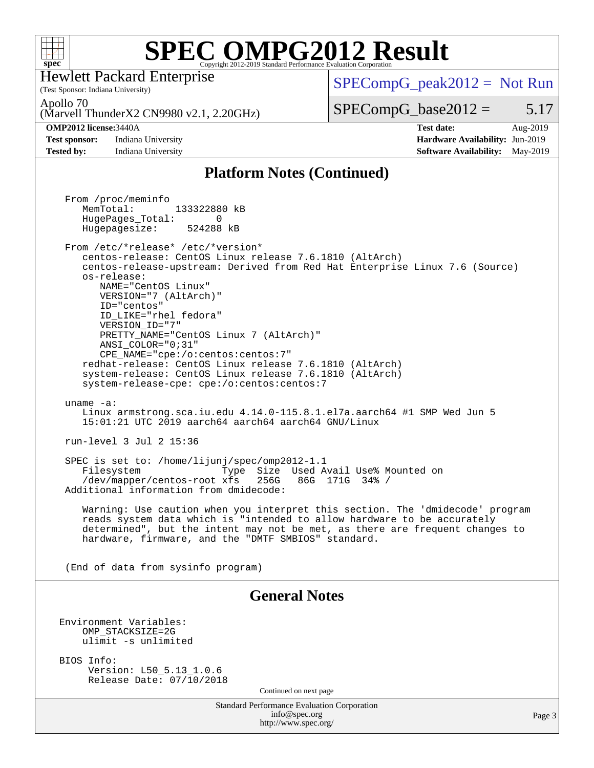## Platform Notes (Continued)

```
From /proc/meminfo
   MemTotal:       133322880 kB
   HugePages_Total:       0
   Hugepagesize:     524288 kB

From /etc/*release* /etc/*version*
   centos-release: CentOS Linux release 7.6.1810 (AltArch)
   centos-release-upstream: Derived from Red Hat Enterprise Linux 7.6 (Source)
   os-release:
      NAME="CentOS Linux"
      VERSION="7 (AltArch)"
      ID="centos"
      ID_LIKE="rhel fedora"
      VERSION_ID="7"
      PRETTY_NAME="CentOS Linux 7 (AltArch)"
      ANSI_COLOR="0;31"
      CPE_NAME="cpe:/o:centos:centos:7"
   redhat-release: CentOS Linux release 7.6.1810 (AltArch)
   system-release: CentOS Linux release 7.6.1810 (AltArch)
   system-release-cpe: cpe:/o:centos:centos:7

uname -a:
   Linux armstrong.sca.iu.edu 4.14.0-115.8.1.el7a.aarch64 #1 SMP Wed Jun 5
   15:01:21 UTC 2019 aarch64 aarch64 aarch64 GNU/Linux

run-level 3 Jul 2 15:36

SPEC is set to: /home/lijunj/spec/omp2012-1.1
   Filesystem              Type  Size  Used Avail Use% Mounted on
   /dev/mapper/centos-root xfs   256G   86G  171G  34% /
Additional information from dmidecode:

   Warning: Use caution when you interpret this section. The 'dmidecode' program
   reads system data which is "intended to allow hardware to be accurately
   determined", but the intent may not be met, as there are frequent changes to
   hardware, firmware, and the "DMTF SMBIOS" standard.


(End of data from sysinfo program)
```

## General Notes

```
Environment Variables:
    OMP_STACKSIZE=2G
    ulimit -s unlimited

BIOS Info:
     Version: L50_5.13_1.0.6
     Release Date: 07/10/2018
```

Continued on next page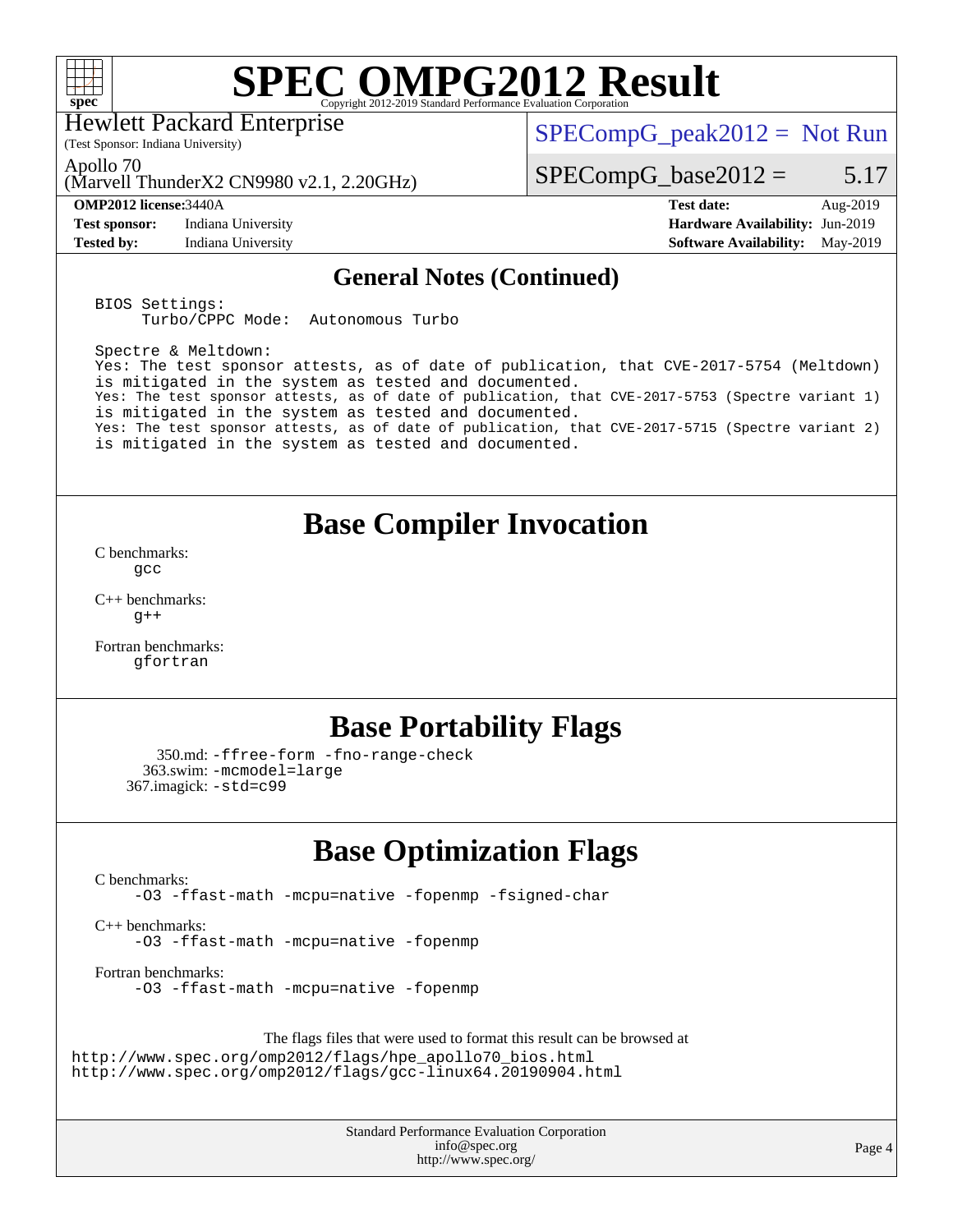## General Notes (Continued)

```
BIOS Settings:
     Turbo/CPPC Mode:  Autonomous Turbo

Spectre & Meltdown:
Yes: The test sponsor attests, as of date of publication, that CVE-2017-5754 (Meltdown)
is mitigated in the system as tested and documented.
Yes: The test sponsor attests, as of date of publication, that CVE-2017-5753 (Spectre variant 1)
is mitigated in the system as tested and documented.
Yes: The test sponsor attests, as of date of publication, that CVE-2017-5715 (Spectre variant 2)
is mitigated in the system as tested and documented.
```

## Base Compiler Invocation

C benchmarks:
gcc

C++ benchmarks:
g++

Fortran benchmarks:
gfortran

## Base Portability Flags

350.md: -ffree-form -fno-range-check
363.swim: -mcmodel=large
367.imagick: -std=c99

## Base Optimization Flags

C benchmarks:
-O3 -ffast-math -mcpu=native -fopenmp -fsigned-char

C++ benchmarks:
-O3 -ffast-math -mcpu=native -fopenmp

Fortran benchmarks:
-O3 -ffast-math -mcpu=native -fopenmp

The flags files that were used to format this result can be browsed at
http://www.spec.org/omp2012/flags/hpe_apollo70_bios.html
http://www.spec.org/omp2012/flags/gcc-linux64.20190904.html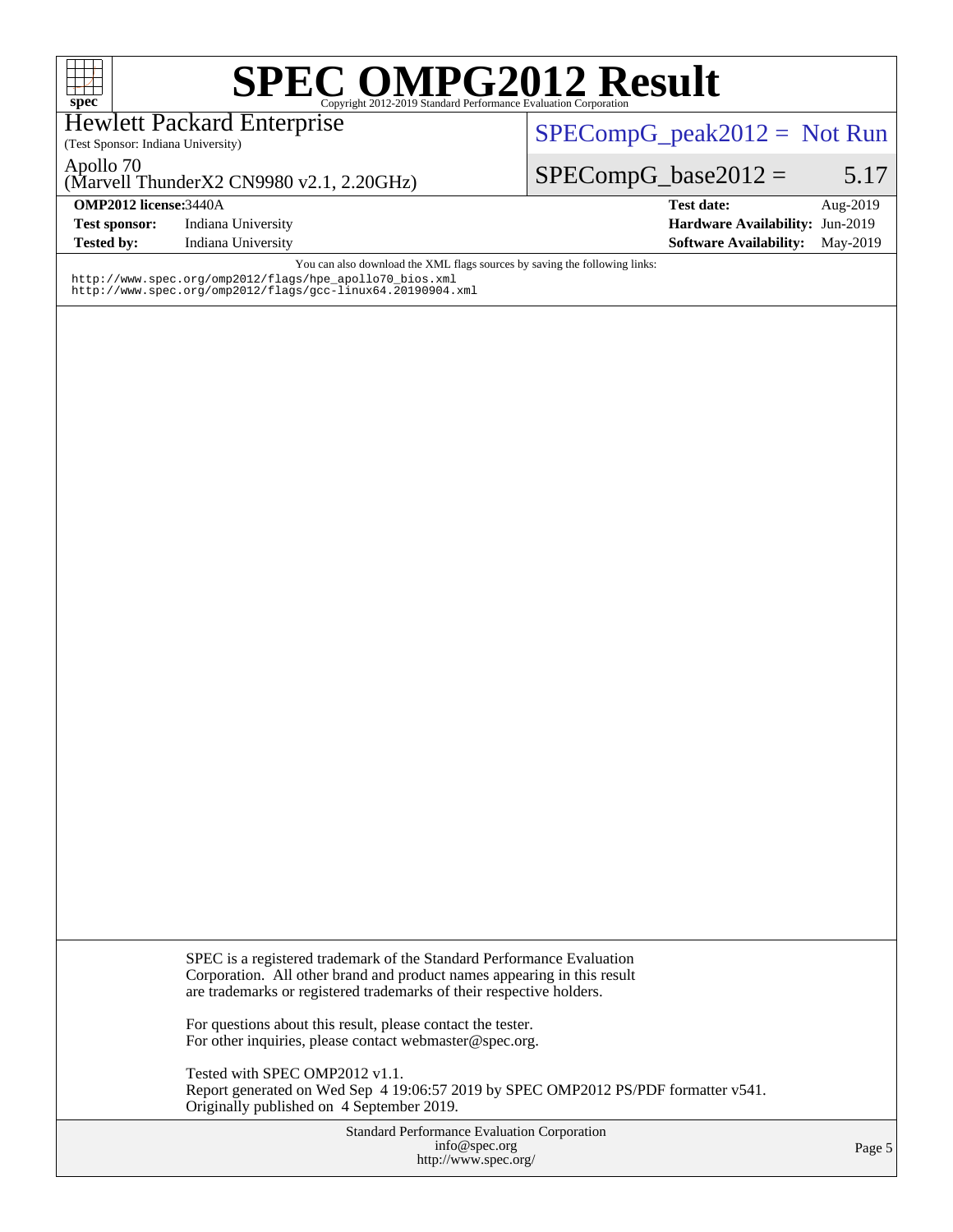# SPEC OMPG2012 Result

Copyright 2012-2019 Standard Performance Evaluation Corporation

Hewlett Packard Enterprise
(Test Sponsor: Indiana University)

Apollo 70
(Marvell ThunderX2 CN9980 v2.1, 2.20GHz)

SPECompG_peak2012 = Not Run

SPECompG_base2012 = 5.17

**OMP2012 license:** 3440A
**Test sponsor:** Indiana University
**Tested by:** Indiana University
**Test date:** Aug-2019
**Hardware Availability:** Jun-2019
**Software Availability:** May-2019

You can also download the XML flags sources by saving the following links:

```
http://www.spec.org/omp2012/flags/hpe_apollo70_bios.xml
http://www.spec.org/omp2012/flags/gcc-linux64.20190904.xml
```

SPEC is a registered trademark of the Standard Performance Evaluation Corporation. All other brand and product names appearing in this result are trademarks or registered trademarks of their respective holders.

For questions about this result, please contact the tester.
For other inquiries, please contact webmaster@spec.org.

Tested with SPEC OMP2012 v1.1.
Report generated on Wed Sep 4 19:06:57 2019 by SPEC OMP2012 PS/PDF formatter v541.
Originally published on 4 September 2019.

Standard Performance Evaluation Corporation
info@spec.org
http://www.spec.org/